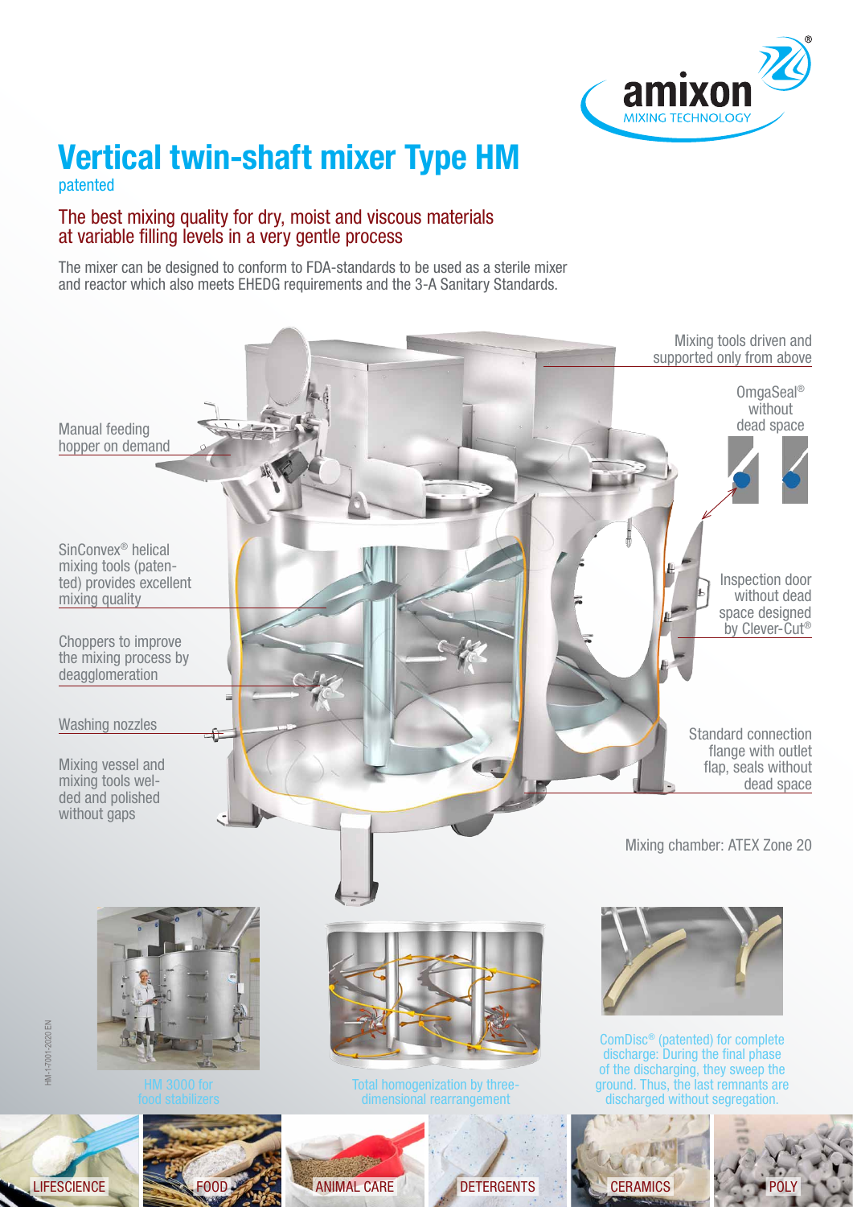amixon® MIXING TECHNOLOGY

# Vertical twin-shaft mixer Type HM

patented

## The best mixing quality for dry, moist and viscous materials at variable filling levels in a very gentle process

The mixer can be designed to conform to FDA-standards to be used as a sterile mixer and reactor which also meets EHEDG requirements and the 3-A Sanitary Standards.

Manual feeding hopper on demand

SinConvex® helical mixing tools (patented) provides excellent mixing quality

Choppers to improve the mixing process by deagglomeration

Washing nozzles

Mixing vessel and mixing tools welded and polished without gaps

Mixing tools driven and supported only from above

OmgaSeal® without dead space

Inspection door without dead space designed by Clever-Cut®

Standard connection flange with outlet flap, seals without dead space

Mixing chamber: ATEX Zone 20

HM 3000 for food stabilizers

Total homogenization by three-dimensional rearrangement

ComDisc® (patented) for complete discharge: During the final phase of the discharging, they sweep the ground. Thus, the last remnants are discharged without segregation.

HM-1-7001-2020 EN

LIFESCIENCE | FOOD | ANIMAL CARE | DETERGENTS | CERAMICS | POLY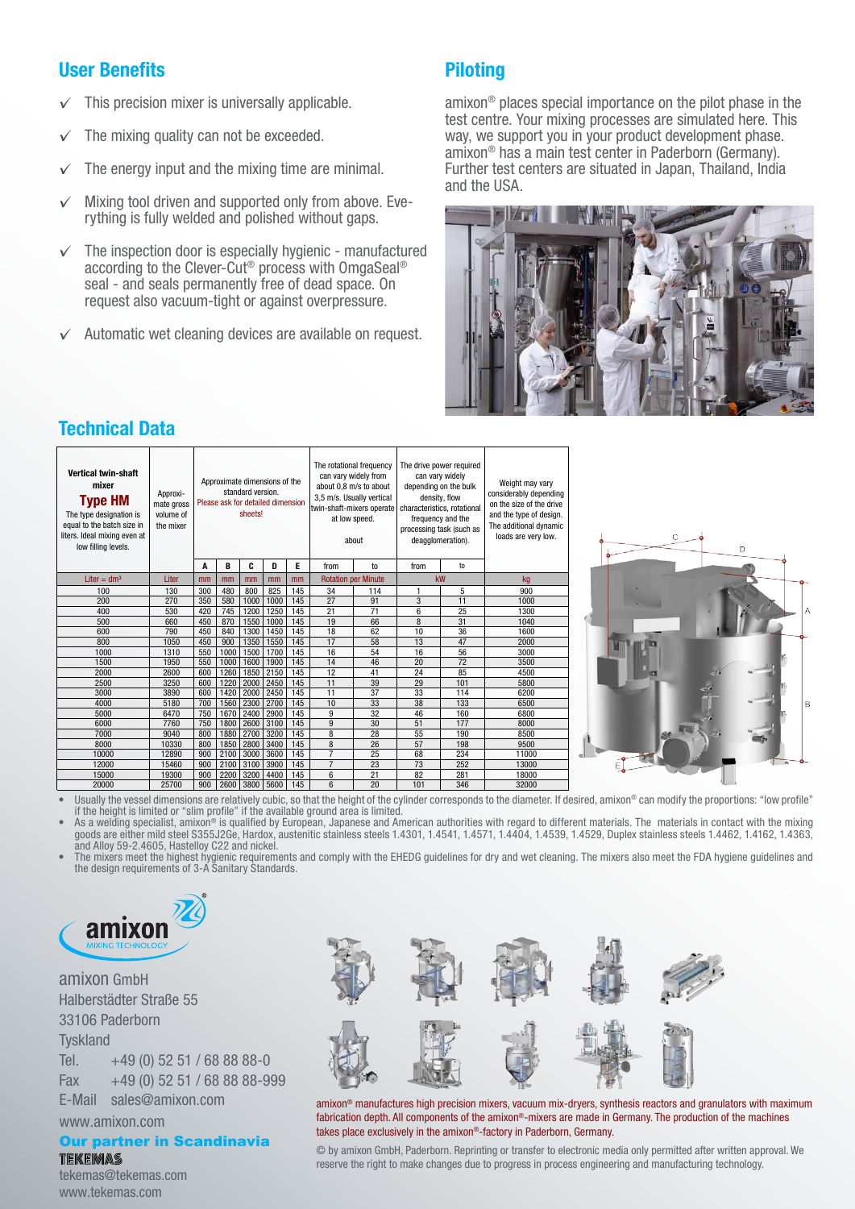## User Benefits

- ✓ This precision mixer is universally applicable.
- ✓ The mixing quality can not be exceeded.
- ✓ The energy input and the mixing time are minimal.
- ✓ Mixing tool driven and supported only from above. Everything is fully welded and polished without gaps.
- ✓ The inspection door is especially hygienic - manufactured according to the Clever-Cut® process with OmgaSeal® seal - and seals permanently free of dead space. On request also vacuum-tight or against overpressure.
- ✓ Automatic wet cleaning devices are available on request.

## Piloting

amixon® places special importance on the pilot phase in the test centre. Your mixing processes are simulated here. This way, we support you in your product development phase. amixon® has a main test center in Paderborn (Germany). Further test centers are situated in Japan, Thailand, India and the USA.

## Technical Data

| **Vertical twin-shaft mixer** **Type HM** The type designation is equal to the batch size in liters. Ideal mixing even at low filling levels. | Approximate gross volume of the mixer | Approximate dimensions of the standard version. Please ask for detailed dimension sheets! | | | | | The rotational frequency can vary widely from about 0,8 m/s to about 3,5 m/s. Usually vertical twin-shaft-mixers operate at low speed. about | | The drive power required can vary widely depending on the bulk density, flow characteristics, rotational frequency and the processing task (such as deagglomeration). | | Weight may vary considerably depending on the size of the drive and the type of design. The additional dynamic loads are very low. |
|---|---|---|---|---|---|---|---|---|---|---|---|
| | | A | B | C | D | E | from | to | from | to | |
| Liter = dm³ | Liter | mm | mm | mm | mm | mm | Rotation per Minute | | kW | | kg |
| 100 | 130 | 300 | 480 | 800 | 825 | 145 | 34 | 114 | 1 | 5 | 900 |
| 200 | 270 | 350 | 580 | 1000 | 1000 | 145 | 27 | 91 | 3 | 11 | 1000 |
| 400 | 530 | 420 | 745 | 1200 | 1250 | 145 | 21 | 71 | 6 | 25 | 1300 |
| 500 | 660 | 450 | 870 | 1550 | 1000 | 145 | 19 | 66 | 8 | 31 | 1040 |
| 600 | 790 | 450 | 840 | 1300 | 1450 | 145 | 18 | 62 | 10 | 36 | 1600 |
| 800 | 1050 | 450 | 900 | 1350 | 1550 | 145 | 17 | 58 | 13 | 47 | 2000 |
| 1000 | 1310 | 550 | 1000 | 1500 | 1700 | 145 | 16 | 54 | 16 | 56 | 3000 |
| 1500 | 1950 | 550 | 1000 | 1600 | 1900 | 145 | 14 | 46 | 20 | 72 | 3500 |
| 2000 | 2600 | 600 | 1260 | 1850 | 2150 | 145 | 12 | 41 | 24 | 85 | 4500 |
| 2500 | 3250 | 600 | 1220 | 2000 | 2450 | 145 | 11 | 39 | 29 | 101 | 5800 |
| 3000 | 3890 | 600 | 1420 | 2000 | 2450 | 145 | 11 | 37 | 33 | 114 | 6200 |
| 4000 | 5180 | 700 | 1560 | 2300 | 2700 | 145 | 10 | 33 | 38 | 133 | 6500 |
| 5000 | 6470 | 750 | 1670 | 2400 | 2900 | 145 | 9 | 32 | 46 | 160 | 6800 |
| 6000 | 7760 | 750 | 1800 | 2600 | 3100 | 145 | 9 | 30 | 51 | 177 | 8000 |
| 7000 | 9040 | 800 | 1880 | 2700 | 3200 | 145 | 8 | 28 | 55 | 190 | 8500 |
| 8000 | 10330 | 800 | 1850 | 2800 | 3400 | 145 | 8 | 26 | 57 | 198 | 9500 |
| 10000 | 12890 | 900 | 2100 | 3000 | 3600 | 145 | 7 | 25 | 68 | 234 | 11000 |
| 12000 | 15460 | 900 | 2100 | 3100 | 3900 | 145 | 7 | 23 | 73 | 252 | 13000 |
| 15000 | 19300 | 900 | 2200 | 3200 | 4400 | 145 | 6 | 21 | 82 | 281 | 18000 |
| 20000 | 25700 | 900 | 2600 | 3800 | 5600 | 145 | 6 | 20 | 101 | 346 | 32000 |

C
D
A
B
E

- Usually the vessel dimensions are relatively cubic, so that the height of the cylinder corresponds to the diameter. If desired, amixon® can modify the proportions: "low profile" if the height is limited or "slim profile" if the available ground area is limited.
- As a welding specialist, amixon® is qualified by European, Japanese and American authorities with regard to different materials. The materials in contact with the mixing goods are either mild steel S355J2Ge, Hardox, austenitic stainless steels 1.4301, 1.4541, 1.4571, 1.4404, 1.4539, 1.4529, Duplex stainless steels 1.4462, 1.4162, 1.4363, and Alloy 59-2.4605, Hastelloy C22 and nickel.
- The mixers meet the highest hygienic requirements and comply with the EHEDG guidelines for dry and wet cleaning. The mixers also meet the FDA hygiene guidelines and the design requirements of 3-A Sanitary Standards.

amixon® MIXING TECHNOLOGY

amixon GmbH
Halberstädter Straße 55
33106 Paderborn
Tyskland
Tel. +49 (0) 52 51 / 68 88 88-0
Fax +49 (0) 52 51 / 68 88 88-999
E-Mail sales@amixon.com
www.amixon.com

**Our partner in Scandinavia**

TEKEMAS
tekemas@tekemas.com
www.tekemas.com

amixon® manufactures high precision mixers, vacuum mix-dryers, synthesis reactors and granulators with maximum fabrication depth. All components of the amixon®-mixers are made in Germany. The production of the machines takes place exclusively in the amixon®-factory in Paderborn, Germany.

© by amixon GmbH, Paderborn. Reprinting or transfer to electronic media only permitted after written approval. We reserve the right to make changes due to progress in process engineering and manufacturing technology.